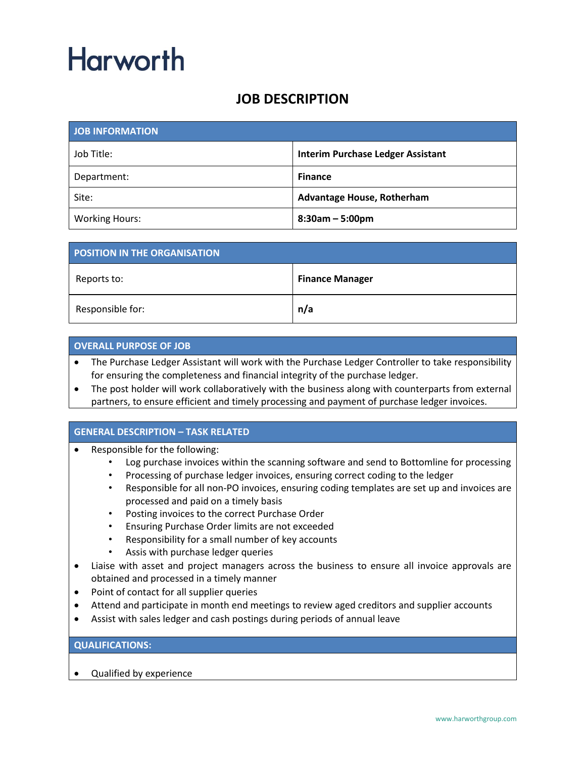# Harworth

## JOB DESCRIPTION

| JOB INFORMATION | |
|---|---|
| Job Title: | **Interim Purchase Ledger Assistant** |
| Department: | **Finance** |
| Site: | **Advantage House, Rotherham** |
| Working Hours: | **8:30am – 5:00pm** |

| POSITION IN THE ORGANISATION | |
|---|---|
| Reports to: | **Finance Manager** |
| Responsible for: | **n/a** |

### OVERALL PURPOSE OF JOB

- The Purchase Ledger Assistant will work with the Purchase Ledger Controller to take responsibility for ensuring the completeness and financial integrity of the purchase ledger.
- The post holder will work collaboratively with the business along with counterparts from external partners, to ensure efficient and timely processing and payment of purchase ledger invoices.

### GENERAL DESCRIPTION – TASK RELATED

- Responsible for the following:
  - Log purchase invoices within the scanning software and send to Bottomline for processing
  - Processing of purchase ledger invoices, ensuring correct coding to the ledger
  - Responsible for all non-PO invoices, ensuring coding templates are set up and invoices are processed and paid on a timely basis
  - Posting invoices to the correct Purchase Order
  - Ensuring Purchase Order limits are not exceeded
  - Responsibility for a small number of key accounts
  - Assis with purchase ledger queries
- Liaise with asset and project managers across the business to ensure all invoice approvals are obtained and processed in a timely manner
- Point of contact for all supplier queries
- Attend and participate in month end meetings to review aged creditors and supplier accounts
- Assist with sales ledger and cash postings during periods of annual leave

### QUALIFICATIONS:

- Qualified by experience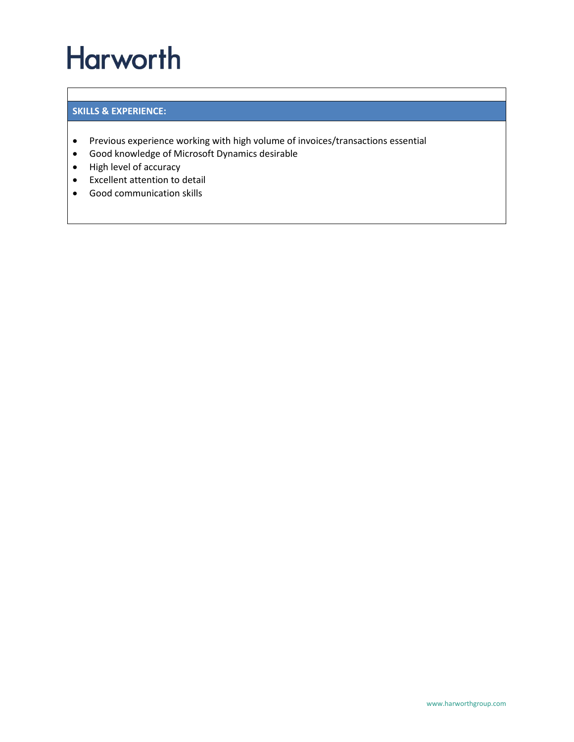Harworth

## SKILLS & EXPERIENCE:

- Previous experience working with high volume of invoices/transactions essential
- Good knowledge of Microsoft Dynamics desirable
- High level of accuracy
- Excellent attention to detail
- Good communication skills

www.harworthgroup.com